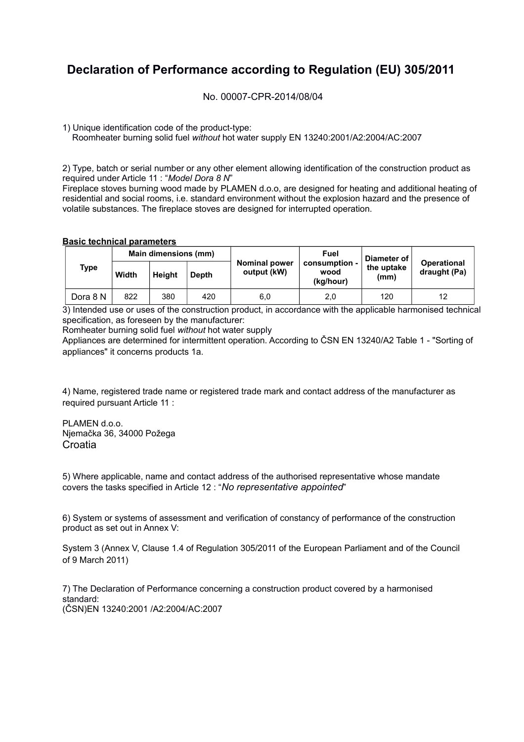# Declaration of Performance according to Regulation (EU) 305/2011

No. 00007-CPR-2014/08/04

1) Unique identification code of the product-type:
Roomheater burning solid fuel *without* hot water supply EN 13240:2001/A2:2004/AC:2007

2) Type, batch or serial number or any other element allowing identification of the construction product as required under Article 11 : "*Model Dora 8 N*"
Fireplace stoves burning wood made by PLAMEN d.o.o, are designed for heating and additional heating of residential and social rooms, i.e. standard environment without the explosion hazard and the presence of volatile substances. The fireplace stoves are designed for interrupted operation.

**Basic technical parameters**

| Type | Main dimensions (mm) | | | Nominal power output (kW) | Fuel consumption - wood (kg/hour) | Diameter of the uptake (mm) | Operational draught (Pa) |
|---|---|---|---|---|---|---|---|
| | Width | Height | Depth | | | | |
| Dora 8 N | 822 | 380 | 420 | 6,0 | 2,0 | 120 | 12 |

3) Intended use or uses of the construction product, in accordance with the applicable harmonised technical specification, as foreseen by the manufacturer:
Romheater burning solid fuel *without* hot water supply
Appliances are determined for intermittent operation. According to ČSN EN 13240/A2 Table 1 - "Sorting of appliances" it concerns products 1a.

4) Name, registered trade name or registered trade mark and contact address of the manufacturer as required pursuant Article 11 :

PLAMEN d.o.o.
Njemačka 36, 34000 Požega
Croatia

5) Where applicable, name and contact address of the authorised representative whose mandate covers the tasks specified in Article 12 : "*No representative appointed*"

6) System or systems of assessment and verification of constancy of performance of the construction product as set out in Annex V:

System 3 (Annex V, Clause 1.4 of Regulation 305/2011 of the European Parliament and of the Council of 9 March 2011)

7) The Declaration of Performance concerning a construction product covered by a harmonised standard:
(ČSN)EN 13240:2001 /A2:2004/AC:2007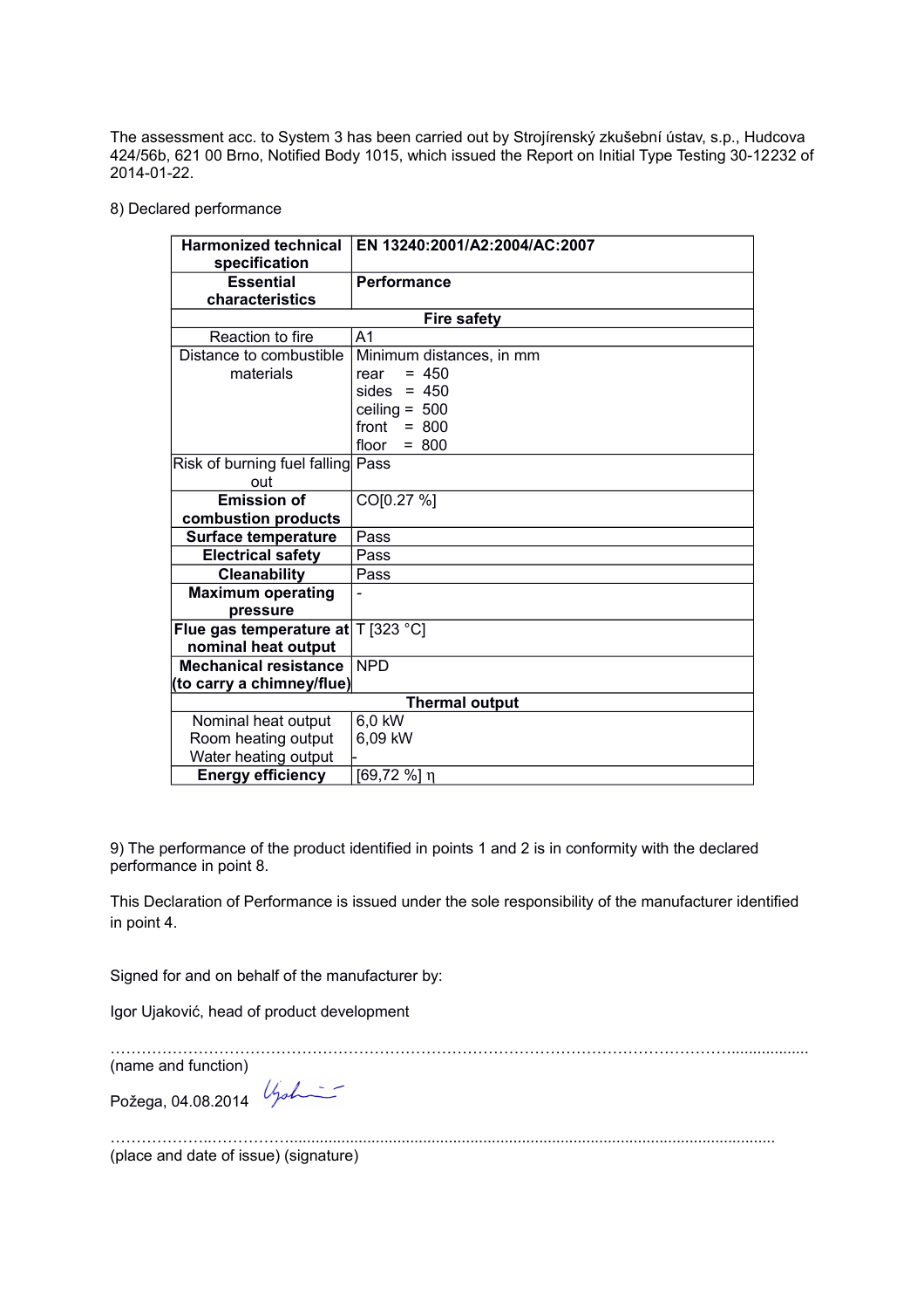The assessment acc. to System 3 has been carried out by Strojírenský zkušební ústav, s.p., Hudcova 424/56b, 621 00 Brno, Notified Body 1015, which issued the Report on Initial Type Testing 30-12232 of 2014-01-22.

8) Declared performance

| **Harmonized technical specification** | **EN 13240:2001/A2:2004/AC:2007** |
|---|---|
| **Essential characteristics** | **Performance** |
| **Fire safety** | |
| Reaction to fire | A1 |
| Distance to combustible materials | Minimum distances, in mm<br>rear = 450<br>sides = 450<br>ceiling = 500<br>front = 800<br>floor = 800 |
| Risk of burning fuel falling out | Pass |
| **Emission of combustion products** | CO[0.27 %] |
| **Surface temperature** | Pass |
| **Electrical safety** | Pass |
| **Cleanability** | Pass |
| **Maximum operating pressure** | - |
| **Flue gas temperature at nominal heat output** | T [323 °C] |
| **Mechanical resistance (to carry a chimney/flue)** | NPD |
| **Thermal output** | |
| Nominal heat output<br>Room heating output<br>Water heating output | 6,0 kW<br>6,09 kW<br>- |
| **Energy efficiency** | [69,72 %] η |

9) The performance of the product identified in points 1 and 2 is in conformity with the declared performance in point 8.

This Declaration of Performance is issued under the sole responsibility of the manufacturer identified in point 4.

Signed for and on behalf of the manufacturer by:

Igor Ujaković, head of product development

……………………………………………………………………………………………………………..................

(name and function)

Požega, 04.08.2014

………………..……………...........................................................................................................

(place and date of issue) (signature)